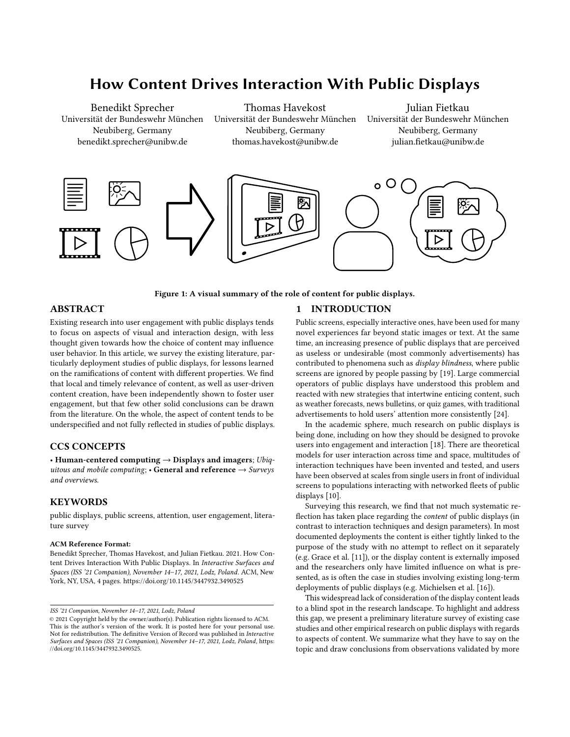# How Content Drives Interaction With Public Displays

Benedikt Sprecher
Universität der Bundeswehr München
Neubiberg, Germany
benedikt.sprecher@unibw.de

Thomas Havekost
Universität der Bundeswehr München
Neubiberg, Germany
thomas.havekost@unibw.de

Julian Fietkau
Universität der Bundeswehr München
Neubiberg, Germany
julian.fietkau@unibw.de

**Figure 1: A visual summary of the role of content for public displays.**

## ABSTRACT

Existing research into user engagement with public displays tends to focus on aspects of visual and interaction design, with less thought given towards how the choice of content may influence user behavior. In this article, we survey the existing literature, particularly deployment studies of public displays, for lessons learned on the ramifications of content with different properties. We find that local and timely relevance of content, as well as user-driven content creation, have been independently shown to foster user engagement, but that few other solid conclusions can be drawn from the literature. On the whole, the aspect of content tends to be underspecified and not fully reflected in studies of public displays.

## CCS CONCEPTS

• **Human-centered computing** → **Displays and imagers**; *Ubiquitous and mobile computing*; • **General and reference** → *Surveys and overviews*.

## KEYWORDS

public displays, public screens, attention, user engagement, literature survey

**ACM Reference Format:**
Benedikt Sprecher, Thomas Havekost, and Julian Fietkau. 2021. How Content Drives Interaction With Public Displays. In *Interactive Surfaces and Spaces (ISS '21 Companion), November 14–17, 2021, Lodz, Poland*. ACM, New York, NY, USA, 4 pages. https://doi.org/10.1145/3447932.3490525

*ISS '21 Companion, November 14–17, 2021, Lodz, Poland*
© 2021 Copyright held by the owner/author(s). Publication rights licensed to ACM. This is the author's version of the work. It is posted here for your personal use. Not for redistribution. The definitive Version of Record was published in *Interactive Surfaces and Spaces (ISS '21 Companion), November 14–17, 2021, Lodz, Poland*, https://doi.org/10.1145/3447932.3490525.

## 1 INTRODUCTION

Public screens, especially interactive ones, have been used for many novel experiences far beyond static images or text. At the same time, an increasing presence of public displays that are perceived as useless or undesirable (most commonly advertisements) has contributed to phenomena such as *display blindness*, where public screens are ignored by people passing by [19]. Large commercial operators of public displays have understood this problem and reacted with new strategies that intertwine enticing content, such as weather forecasts, news bulletins, or quiz games, with traditional advertisements to hold users' attention more consistently [24].

In the academic sphere, much research on public displays is being done, including on how they should be designed to provoke users into engagement and interaction [18]. There are theoretical models for user interaction across time and space, multitudes of interaction techniques have been invented and tested, and users have been observed at scales from single users in front of individual screens to populations interacting with networked fleets of public displays [10].

Surveying this research, we find that not much systematic reflection has taken place regarding the *content* of public displays (in contrast to interaction techniques and design parameters). In most documented deployments the content is either tightly linked to the purpose of the study with no attempt to reflect on it separately (e.g. Grace et al. [11]), or the display content is externally imposed and the researchers either only have limited influence on what is presented, as is often the case in studies involving existing long-term deployments of public displays (e.g. Michielsen et al. [16]).

This widespread lack of consideration of the display content leads to a blind spot in the research landscape. To highlight and address this gap, we present a preliminary literature survey of existing case studies and other empirical research on public displays with regards to aspects of content. We summarize what they have to say on the topic and draw conclusions from observations validated by more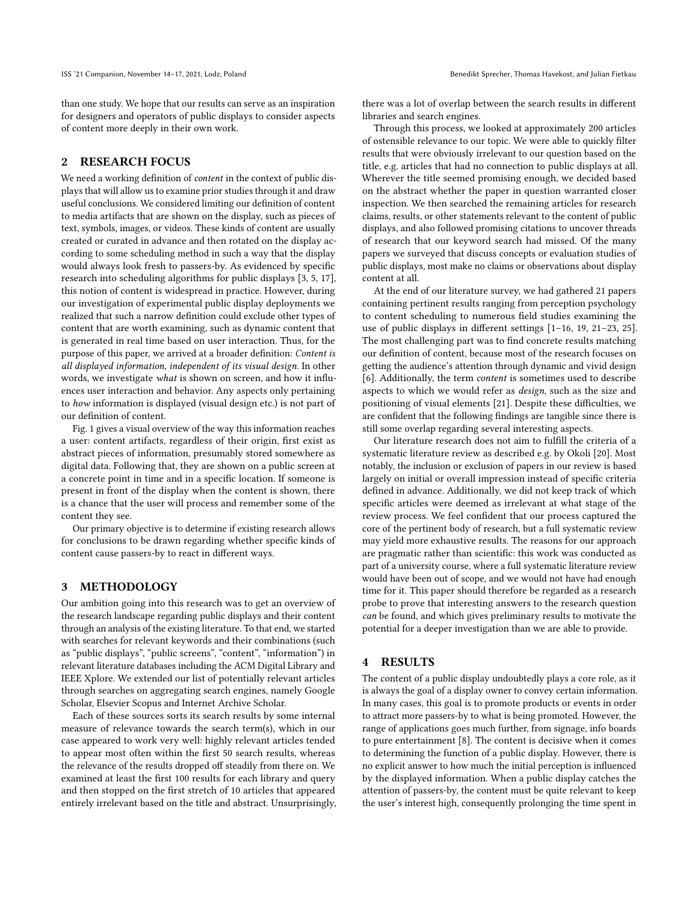than one study. We hope that our results can serve as an inspiration for designers and operators of public displays to consider aspects of content more deeply in their own work.

## 2 RESEARCH FOCUS

We need a working definition of *content* in the context of public displays that will allow us to examine prior studies through it and draw useful conclusions. We considered limiting our definition of content to media artifacts that are shown on the display, such as pieces of text, symbols, images, or videos. These kinds of content are usually created or curated in advance and then rotated on the display according to some scheduling method in such a way that the display would always look fresh to passers-by. As evidenced by specific research into scheduling algorithms for public displays [3, 5, 17], this notion of content is widespread in practice. However, during our investigation of experimental public display deployments we realized that such a narrow definition could exclude other types of content that are worth examining, such as dynamic content that is generated in real time based on user interaction. Thus, for the purpose of this paper, we arrived at a broader definition: *Content is all displayed information, independent of its visual design.* In other words, we investigate *what* is shown on screen, and how it influences user interaction and behavior. Any aspects only pertaining to *how* information is displayed (visual design etc.) is not part of our definition of content.

Fig. 1 gives a visual overview of the way this information reaches a user: content artifacts, regardless of their origin, first exist as abstract pieces of information, presumably stored somewhere as digital data. Following that, they are shown on a public screen at a concrete point in time and in a specific location. If someone is present in front of the display when the content is shown, there is a chance that the user will process and remember some of the content they see.

Our primary objective is to determine if existing research allows for conclusions to be drawn regarding whether specific kinds of content cause passers-by to react in different ways.

## 3 METHODOLOGY

Our ambition going into this research was to get an overview of the research landscape regarding public displays and their content through an analysis of the existing literature. To that end, we started with searches for relevant keywords and their combinations (such as "public displays", "public screens", "content", "information") in relevant literature databases including the ACM Digital Library and IEEE Xplore. We extended our list of potentially relevant articles through searches on aggregating search engines, namely Google Scholar, Elsevier Scopus and Internet Archive Scholar.

Each of these sources sorts its search results by some internal measure of relevance towards the search term(s), which in our case appeared to work very well: highly relevant articles tended to appear most often within the first 50 search results, whereas the relevance of the results dropped off steadily from there on. We examined at least the first 100 results for each library and query and then stopped on the first stretch of 10 articles that appeared entirely irrelevant based on the title and abstract. Unsurprisingly, there was a lot of overlap between the search results in different libraries and search engines.

Through this process, we looked at approximately 200 articles of ostensible relevance to our topic. We were able to quickly filter results that were obviously irrelevant to our question based on the title, e.g. articles that had no connection to public displays at all. Wherever the title seemed promising enough, we decided based on the abstract whether the paper in question warranted closer inspection. We then searched the remaining articles for research claims, results, or other statements relevant to the content of public displays, and also followed promising citations to uncover threads of research that our keyword search had missed. Of the many papers we surveyed that discuss concepts or evaluation studies of public displays, most make no claims or observations about display content at all.

At the end of our literature survey, we had gathered 21 papers containing pertinent results ranging from perception psychology to content scheduling to numerous field studies examining the use of public displays in different settings [1–16, 19, 21–23, 25]. The most challenging part was to find concrete results matching our definition of content, because most of the research focuses on getting the audience's attention through dynamic and vivid design [6]. Additionally, the term *content* is sometimes used to describe aspects to which we would refer as *design*, such as the size and positioning of visual elements [21]. Despite these difficulties, we are confident that the following findings are tangible since there is still some overlap regarding several interesting aspects.

Our literature research does not aim to fulfill the criteria of a systematic literature review as described e.g. by Okoli [20]. Most notably, the inclusion or exclusion of papers in our review is based largely on initial or overall impression instead of specific criteria defined in advance. Additionally, we did not keep track of which specific articles were deemed as irrelevant at what stage of the review process. We feel confident that our process captured the core of the pertinent body of research, but a full systematic review may yield more exhaustive results. The reasons for our approach are pragmatic rather than scientific: this work was conducted as part of a university course, where a full systematic literature review would have been out of scope, and we would not have had enough time for it. This paper should therefore be regarded as a research probe to prove that interesting answers to the research question *can* be found, and which gives preliminary results to motivate the potential for a deeper investigation than we are able to provide.

## 4 RESULTS

The content of a public display undoubtedly plays a core role, as it is always the goal of a display owner to convey certain information. In many cases, this goal is to promote products or events in order to attract more passers-by to what is being promoted. However, the range of applications goes much further, from signage, info boards to pure entertainment [8]. The content is decisive when it comes to determining the function of a public display. However, there is no explicit answer to how much the initial perception is influenced by the displayed information. When a public display catches the attention of passers-by, the content must be quite relevant to keep the user's interest high, consequently prolonging the time spent in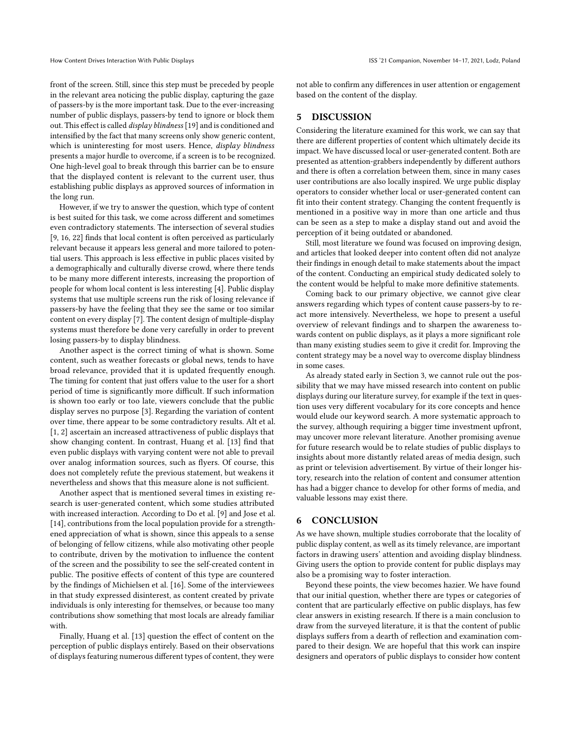front of the screen. Still, since this step must be preceded by people in the relevant area noticing the public display, capturing the gaze of passers-by is the more important task. Due to the ever-increasing number of public displays, passers-by tend to ignore or block them out. This effect is called *display blindness* [19] and is conditioned and intensified by the fact that many screens only show generic content, which is uninteresting for most users. Hence, *display blindness* presents a major hurdle to overcome, if a screen is to be recognized. One high-level goal to break through this barrier can be to ensure that the displayed content is relevant to the current user, thus establishing public displays as approved sources of information in the long run.

However, if we try to answer the question, which type of content is best suited for this task, we come across different and sometimes even contradictory statements. The intersection of several studies [9, 16, 22] finds that local content is often perceived as particularly relevant because it appears less general and more tailored to potential users. This approach is less effective in public places visited by a demographically and culturally diverse crowd, where there tends to be many more different interests, increasing the proportion of people for whom local content is less interesting [4]. Public display systems that use multiple screens run the risk of losing relevance if passers-by have the feeling that they see the same or too similar content on every display [7]. The content design of multiple-display systems must therefore be done very carefully in order to prevent losing passers-by to display blindness.

Another aspect is the correct timing of what is shown. Some content, such as weather forecasts or global news, tends to have broad relevance, provided that it is updated frequently enough. The timing for content that just offers value to the user for a short period of time is significantly more difficult. If such information is shown too early or too late, viewers conclude that the public display serves no purpose [3]. Regarding the variation of content over time, there appear to be some contradictory results. Alt et al. [1, 2] ascertain an increased attractiveness of public displays that show changing content. In contrast, Huang et al. [13] find that even public displays with varying content were not able to prevail over analog information sources, such as flyers. Of course, this does not completely refute the previous statement, but weakens it nevertheless and shows that this measure alone is not sufficient.

Another aspect that is mentioned several times in existing research is user-generated content, which some studies attributed with increased interaction. According to Do et al. [9] and Jose et al. [14], contributions from the local population provide for a strengthened appreciation of what is shown, since this appeals to a sense of belonging of fellow citizens, while also motivating other people to contribute, driven by the motivation to influence the content of the screen and the possibility to see the self-created content in public. The positive effects of content of this type are countered by the findings of Michielsen et al. [16]. Some of the interviewees in that study expressed disinterest, as content created by private individuals is only interesting for themselves, or because too many contributions show something that most locals are already familiar with.

Finally, Huang et al. [13] question the effect of content on the perception of public displays entirely. Based on their observations of displays featuring numerous different types of content, they were not able to confirm any differences in user attention or engagement based on the content of the display.

## 5 DISCUSSION

Considering the literature examined for this work, we can say that there are different properties of content which ultimately decide its impact. We have discussed local or user-generated content. Both are presented as attention-grabbers independently by different authors and there is often a correlation between them, since in many cases user contributions are also locally inspired. We urge public display operators to consider whether local or user-generated content can fit into their content strategy. Changing the content frequently is mentioned in a positive way in more than one article and thus can be seen as a step to make a display stand out and avoid the perception of it being outdated or abandoned.

Still, most literature we found was focused on improving design, and articles that looked deeper into content often did not analyze their findings in enough detail to make statements about the impact of the content. Conducting an empirical study dedicated solely to the content would be helpful to make more definitive statements.

Coming back to our primary objective, we cannot give clear answers regarding which types of content cause passers-by to react more intensively. Nevertheless, we hope to present a useful overview of relevant findings and to sharpen the awareness towards content on public displays, as it plays a more significant role than many existing studies seem to give it credit for. Improving the content strategy may be a novel way to overcome display blindness in some cases.

As already stated early in Section 3, we cannot rule out the possibility that we may have missed research into content on public displays during our literature survey, for example if the text in question uses very different vocabulary for its core concepts and hence would elude our keyword search. A more systematic approach to the survey, although requiring a bigger time investment upfront, may uncover more relevant literature. Another promising avenue for future research would be to relate studies of public displays to insights about more distantly related areas of media design, such as print or television advertisement. By virtue of their longer history, research into the relation of content and consumer attention has had a bigger chance to develop for other forms of media, and valuable lessons may exist there.

## 6 CONCLUSION

As we have shown, multiple studies corroborate that the locality of public display content, as well as its timely relevance, are important factors in drawing users' attention and avoiding display blindness. Giving users the option to provide content for public displays may also be a promising way to foster interaction.

Beyond these points, the view becomes hazier. We have found that our initial question, whether there are types or categories of content that are particularly effective on public displays, has few clear answers in existing research. If there is a main conclusion to draw from the surveyed literature, it is that the content of public displays suffers from a dearth of reflection and examination compared to their design. We are hopeful that this work can inspire designers and operators of public displays to consider how content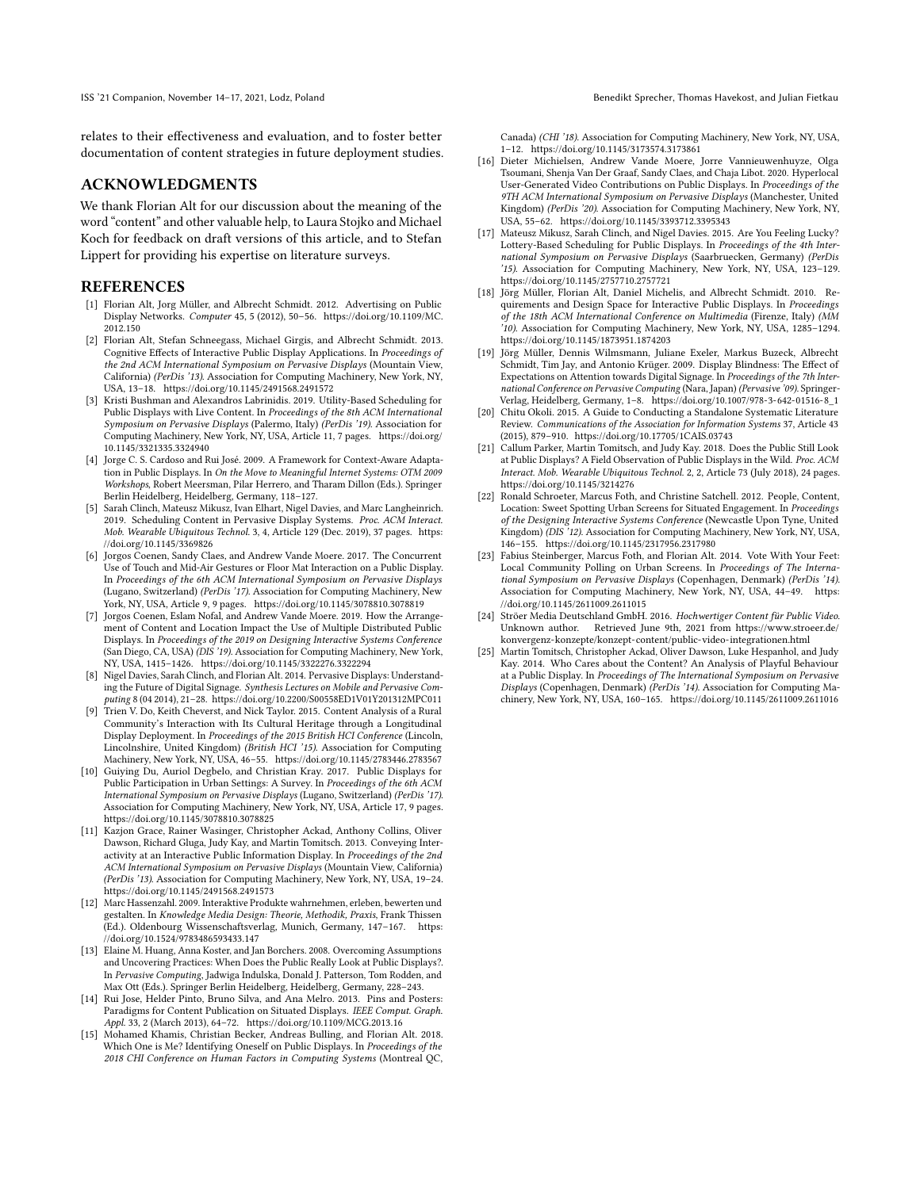relates to their effectiveness and evaluation, and to foster better documentation of content strategies in future deployment studies.

## ACKNOWLEDGMENTS

We thank Florian Alt for our discussion about the meaning of the word "content" and other valuable help, to Laura Stojko and Michael Koch for feedback on draft versions of this article, and to Stefan Lippert for providing his expertise on literature surveys.

## REFERENCES

[1] Florian Alt, Jorg Müller, and Albrecht Schmidt. 2012. Advertising on Public Display Networks. *Computer* 45, 5 (2012), 50–56. https://doi.org/10.1109/MC.2012.150

[2] Florian Alt, Stefan Schneegass, Michael Girgis, and Albrecht Schmidt. 2013. Cognitive Effects of Interactive Public Display Applications. In *Proceedings of the 2nd ACM International Symposium on Pervasive Displays* (Mountain View, California) *(PerDis '13)*. Association for Computing Machinery, New York, NY, USA, 13–18. https://doi.org/10.1145/2491568.2491572

[3] Kristi Bushman and Alexandros Labrinidis. 2019. Utility-Based Scheduling for Public Displays with Live Content. In *Proceedings of the 8th ACM International Symposium on Pervasive Displays* (Palermo, Italy) *(PerDis '19)*. Association for Computing Machinery, New York, NY, USA, Article 11, 7 pages. https://doi.org/10.1145/3321335.3324940

[4] Jorge C. S. Cardoso and Rui José. 2009. A Framework for Context-Aware Adaptation in Public Displays. In *On the Move to Meaningful Internet Systems: OTM 2009 Workshops*, Robert Meersman, Pilar Herrero, and Tharam Dillon (Eds.). Springer Berlin Heidelberg, Heidelberg, Germany, 118–127.

[5] Sarah Clinch, Mateusz Mikusz, Ivan Elhart, Nigel Davies, and Marc Langheinrich. 2019. Scheduling Content in Pervasive Display Systems. *Proc. ACM Interact. Mob. Wearable Ubiquitous Technol.* 3, 4, Article 129 (Dec. 2019), 37 pages. https://doi.org/10.1145/3369826

[6] Jorgos Coenen, Sandy Claes, and Andrew Vande Moere. 2017. The Concurrent Use of Touch and Mid-Air Gestures or Floor Mat Interaction on a Public Display. In *Proceedings of the 6th ACM International Symposium on Pervasive Displays* (Lugano, Switzerland) *(PerDis '17)*. Association for Computing Machinery, New York, NY, USA, Article 9, 9 pages. https://doi.org/10.1145/3078810.3078819

[7] Jorgos Coenen, Eslam Nofal, and Andrew Vande Moere. 2019. How the Arrangement of Content and Location Impact the Use of Multiple Distributed Public Displays. In *Proceedings of the 2019 on Designing Interactive Systems Conference* (San Diego, CA, USA) *(DIS '19)*. Association for Computing Machinery, New York, NY, USA, 1415–1426. https://doi.org/10.1145/3322276.3322294

[8] Nigel Davies, Sarah Clinch, and Florian Alt. 2014. Pervasive Displays: Understanding the Future of Digital Signage. *Synthesis Lectures on Mobile and Pervasive Computing* 8 (04 2014), 21–28. https://doi.org/10.2200/S00558ED1V01Y201312MPC011

[9] Trien V. Do, Keith Cheverst, and Nick Taylor. 2015. Content Analysis of a Rural Community's Interaction with Its Cultural Heritage through a Longitudinal Display Deployment. In *Proceedings of the 2015 British HCI Conference* (Lincoln, Lincolnshire, United Kingdom) *(British HCI '15)*. Association for Computing Machinery, New York, NY, USA, 46–55. https://doi.org/10.1145/2783446.2783567

[10] Guiying Du, Auriol Degbelo, and Christian Kray. 2017. Public Displays for Public Participation in Urban Settings: A Survey. In *Proceedings of the 6th ACM International Symposium on Pervasive Displays* (Lugano, Switzerland) *(PerDis '17)*. Association for Computing Machinery, New York, NY, USA, Article 17, 9 pages. https://doi.org/10.1145/3078810.3078825

[11] Kazjon Grace, Rainer Wasinger, Christopher Ackad, Anthony Collins, Oliver Dawson, Richard Gluga, Judy Kay, and Martin Tomitsch. 2013. Conveying Interactivity at an Interactive Public Information Display. In *Proceedings of the 2nd ACM International Symposium on Pervasive Displays* (Mountain View, California) *(PerDis '13)*. Association for Computing Machinery, New York, NY, USA, 19–24. https://doi.org/10.1145/2491568.2491573

[12] Marc Hassenzahl. 2009. Interaktive Produkte wahrnehmen, erleben, bewerten und gestalten. In *Knowledge Media Design: Theorie, Methodik, Praxis*, Frank Thissen (Ed.). Oldenbourg Wissenschaftsverlag, Munich, Germany, 147–167. https://doi.org/10.1524/9783486593433.147

[13] Elaine M. Huang, Anna Koster, and Jan Borchers. 2008. Overcoming Assumptions and Uncovering Practices: When Does the Public Really Look at Public Displays?. In *Pervasive Computing*, Jadwiga Indulska, Donald J. Patterson, Tom Rodden, and Max Ott (Eds.). Springer Berlin Heidelberg, Heidelberg, Germany, 228–243.

[14] Rui Jose, Helder Pinto, Bruno Silva, and Ana Melro. 2013. Pins and Posters: Paradigms for Content Publication on Situated Displays. *IEEE Comput. Graph. Appl.* 33, 2 (March 2013), 64–72. https://doi.org/10.1109/MCG.2013.16

[15] Mohamed Khamis, Christian Becker, Andreas Bulling, and Florian Alt. 2018. Which One is Me? Identifying Oneself on Public Displays. In *Proceedings of the 2018 CHI Conference on Human Factors in Computing Systems* (Montreal QC, Canada) *(CHI '18)*. Association for Computing Machinery, New York, NY, USA, 1–12. https://doi.org/10.1145/3173574.3173861

[16] Dieter Michielsen, Andrew Vande Moere, Jorre Vannieuwenhuyze, Olga Tsoumani, Shenja Van Der Graaf, Sandy Claes, and Chaja Libot. 2020. Hyperlocal User-Generated Video Contributions on Public Displays. In *Proceedings of the 9TH ACM International Symposium on Pervasive Displays* (Manchester, United Kingdom) *(PerDis '20)*. Association for Computing Machinery, New York, NY, USA, 55–62. https://doi.org/10.1145/3393712.3395343

[17] Mateusz Mikusz, Sarah Clinch, and Nigel Davies. 2015. Are You Feeling Lucky? Lottery-Based Scheduling for Public Displays. In *Proceedings of the 4th International Symposium on Pervasive Displays* (Saarbruecken, Germany) *(PerDis '15)*. Association for Computing Machinery, New York, NY, USA, 123–129. https://doi.org/10.1145/2757710.2757721

[18] Jörg Müller, Florian Alt, Daniel Michelis, and Albrecht Schmidt. 2010. Requirements and Design Space for Interactive Public Displays. In *Proceedings of the 18th ACM International Conference on Multimedia* (Firenze, Italy) *(MM '10)*. Association for Computing Machinery, New York, NY, USA, 1285–1294. https://doi.org/10.1145/1873951.1874203

[19] Jörg Müller, Dennis Wilmsmann, Juliane Exeler, Markus Buzeck, Albrecht Schmidt, Tim Jay, and Antonio Krüger. 2009. Display Blindness: The Effect of Expectations on Attention towards Digital Signage. In *Proceedings of the 7th International Conference on Pervasive Computing* (Nara, Japan) *(Pervasive '09)*. Springer-Verlag, Heidelberg, Germany, 1–8. https://doi.org/10.1007/978-3-642-01516-8_1

[20] Chitu Okoli. 2015. A Guide to Conducting a Standalone Systematic Literature Review. *Communications of the Association for Information Systems* 37, Article 43 (2015), 879–910. https://doi.org/10.17705/1CAIS.03743

[21] Callum Parker, Martin Tomitsch, and Judy Kay. 2018. Does the Public Still Look at Public Displays? A Field Observation of Public Displays in the Wild. *Proc. ACM Interact. Mob. Wearable Ubiquitous Technol.* 2, 2, Article 73 (July 2018), 24 pages. https://doi.org/10.1145/3214276

[22] Ronald Schroeter, Marcus Foth, and Christine Satchell. 2012. People, Content, Location: Sweet Spotting Urban Screens for Situated Engagement. In *Proceedings of the Designing Interactive Systems Conference* (Newcastle Upon Tyne, United Kingdom) *(DIS '12)*. Association for Computing Machinery, New York, NY, USA, 146–155. https://doi.org/10.1145/2317956.2317980

[23] Fabius Steinberger, Marcus Foth, and Florian Alt. 2014. Vote With Your Feet: Local Community Polling on Urban Screens. In *Proceedings of The International Symposium on Pervasive Displays* (Copenhagen, Denmark) *(PerDis '14)*. Association for Computing Machinery, New York, NY, USA, 44–49. https://doi.org/10.1145/2611009.2611015

[24] Ströer Media Deutschland GmbH. 2016. *Hochwertiger Content für Public Video.* Unknown author. Retrieved June 9th, 2021 from https://www.stroeer.de/konvergenz-konzepte/konzept-content/public-video-integrationen.html

[25] Martin Tomitsch, Christopher Ackad, Oliver Dawson, Luke Hespanhol, and Judy Kay. 2014. Who Cares about the Content? An Analysis of Playful Behaviour at a Public Display. In *Proceedings of The International Symposium on Pervasive Displays* (Copenhagen, Denmark) *(PerDis '14)*. Association for Computing Machinery, New York, NY, USA, 160–165. https://doi.org/10.1145/2611009.2611016